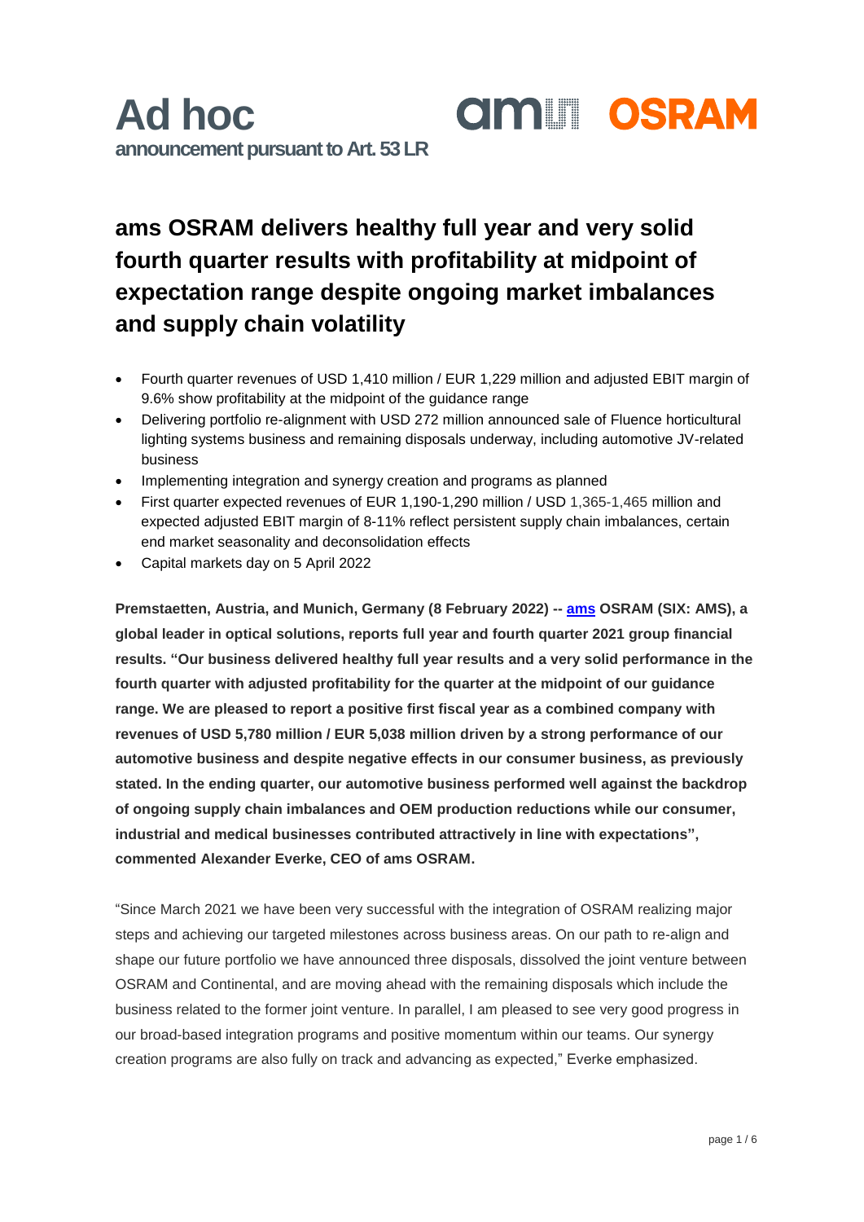# Ad hoc

**announcement pursuant to Art. 53 LR**

## ams OSRAM delivers healthy full year and very solid fourth quarter results with profitability at midpoint of expectation range despite ongoing market imbalances and supply chain volatility

- Fourth quarter revenues of USD 1,410 million / EUR 1,229 million and adjusted EBIT margin of 9.6% show profitability at the midpoint of the guidance range
- Delivering portfolio re-alignment with USD 272 million announced sale of Fluence horticultural lighting systems business and remaining disposals underway, including automotive JV-related business
- Implementing integration and synergy creation and programs as planned
- First quarter expected revenues of EUR 1,190-1,290 million / USD 1,365-1,465 million and expected adjusted EBIT margin of 8-11% reflect persistent supply chain imbalances, certain end market seasonality and deconsolidation effects
- Capital markets day on 5 April 2022

**Premstaetten, Austria, and Munich, Germany (8 February 2022) -- ams OSRAM (SIX: AMS), a global leader in optical solutions, reports full year and fourth quarter 2021 group financial results. "Our business delivered healthy full year results and a very solid performance in the fourth quarter with adjusted profitability for the quarter at the midpoint of our guidance range. We are pleased to report a positive first fiscal year as a combined company with revenues of USD 5,780 million / EUR 5,038 million driven by a strong performance of our automotive business and despite negative effects in our consumer business, as previously stated. In the ending quarter, our automotive business performed well against the backdrop of ongoing supply chain imbalances and OEM production reductions while our consumer, industrial and medical businesses contributed attractively in line with expectations", commented Alexander Everke, CEO of ams OSRAM.**

"Since March 2021 we have been very successful with the integration of OSRAM realizing major steps and achieving our targeted milestones across business areas. On our path to re-align and shape our future portfolio we have announced three disposals, dissolved the joint venture between OSRAM and Continental, and are moving ahead with the remaining disposals which include the business related to the former joint venture. In parallel, I am pleased to see very good progress in our broad-based integration programs and positive momentum within our teams. Our synergy creation programs are also fully on track and advancing as expected," Everke emphasized.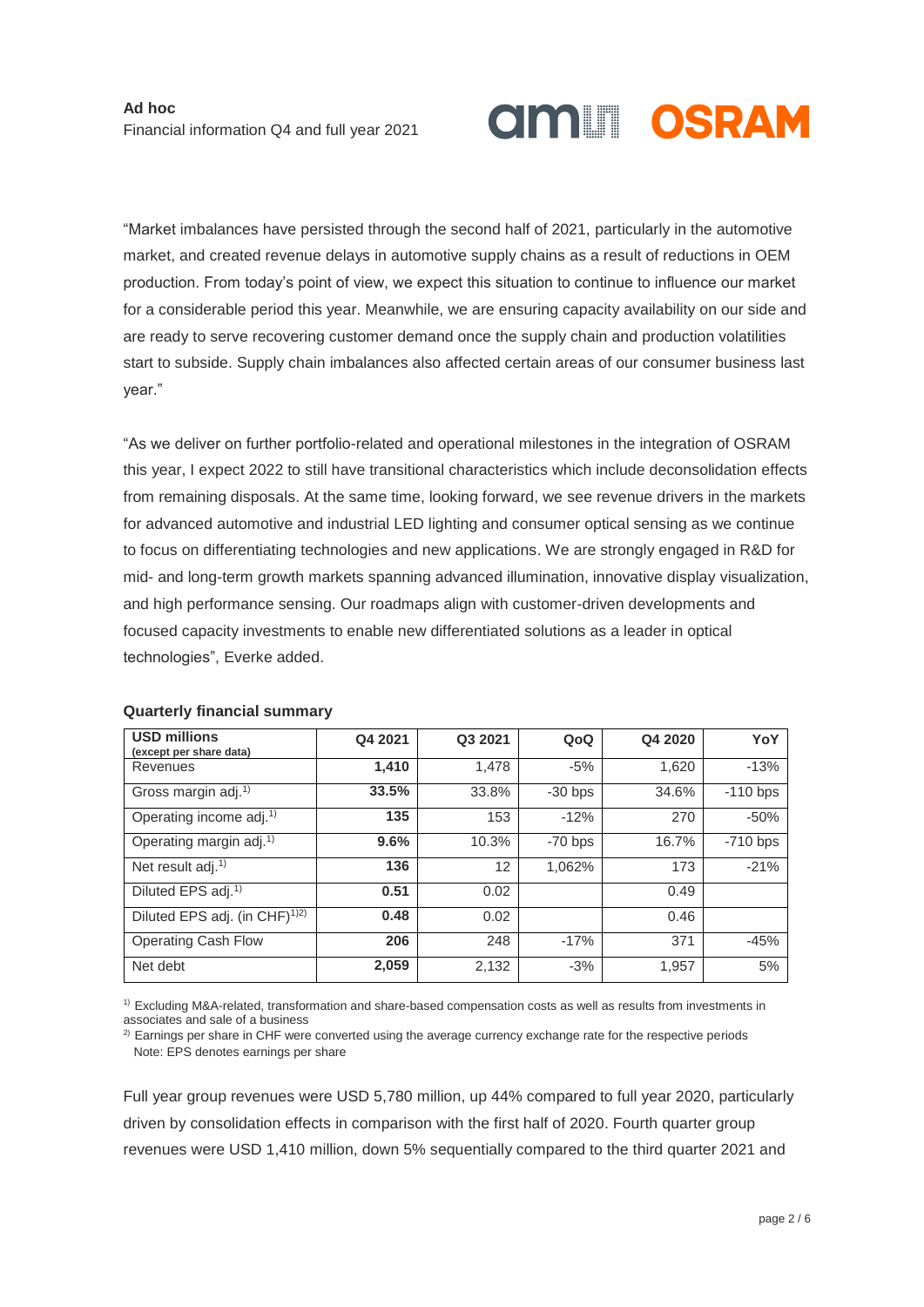"Market imbalances have persisted through the second half of 2021, particularly in the automotive market, and created revenue delays in automotive supply chains as a result of reductions in OEM production. From today's point of view, we expect this situation to continue to influence our market for a considerable period this year. Meanwhile, we are ensuring capacity availability on our side and are ready to serve recovering customer demand once the supply chain and production volatilities start to subside. Supply chain imbalances also affected certain areas of our consumer business last year."

"As we deliver on further portfolio-related and operational milestones in the integration of OSRAM this year, I expect 2022 to still have transitional characteristics which include deconsolidation effects from remaining disposals. At the same time, looking forward, we see revenue drivers in the markets for advanced automotive and industrial LED lighting and consumer optical sensing as we continue to focus on differentiating technologies and new applications. We are strongly engaged in R&D for mid- and long-term growth markets spanning advanced illumination, innovative display visualization, and high performance sensing. Our roadmaps align with customer-driven developments and focused capacity investments to enable new differentiated solutions as a leader in optical technologies", Everke added.

**Quarterly financial summary**

| USD millions (except per share data) | Q4 2021 | Q3 2021 | QoQ | Q4 2020 | YoY |
|---|---|---|---|---|---|
| Revenues | **1,410** | 1,478 | -5% | 1,620 | -13% |
| Gross margin adj.[1] | **33.5%** | 33.8% | -30 bps | 34.6% | -110 bps |
| Operating income adj.[1] | **135** | 153 | -12% | 270 | -50% |
| Operating margin adj.[1] | **9.6%** | 10.3% | -70 bps | 16.7% | -710 bps |
| Net result adj.[1] | **136** | 12 | 1,062% | 173 | -21% |
| Diluted EPS adj.[1] | **0.51** | 0.02 | | 0.49 | |
| Diluted EPS adj. (in CHF)[1)2)] | **0.48** | 0.02 | | 0.46 | |
| Operating Cash Flow | **206** | 248 | -17% | 371 | -45% |
| Net debt | **2,059** | 2,132 | -3% | 1,957 | 5% |

[1] Excluding M&A-related, transformation and share-based compensation costs as well as results from investments in associates and sale of a business

[2] Earnings per share in CHF were converted using the average currency exchange rate for the respective periods
Note: EPS denotes earnings per share

Full year group revenues were USD 5,780 million, up 44% compared to full year 2020, particularly driven by consolidation effects in comparison with the first half of 2020. Fourth quarter group revenues were USD 1,410 million, down 5% sequentially compared to the third quarter 2021 and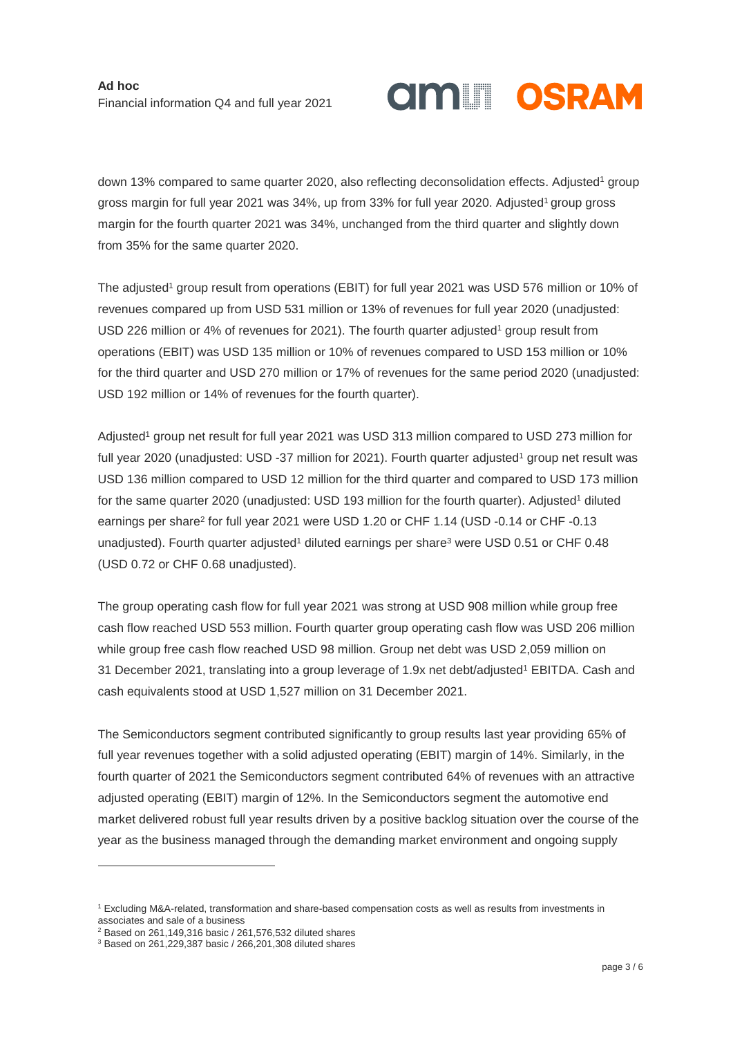down 13% compared to same quarter 2020, also reflecting deconsolidation effects. Adjusted[1] group gross margin for full year 2021 was 34%, up from 33% for full year 2020. Adjusted[1] group gross margin for the fourth quarter 2021 was 34%, unchanged from the third quarter and slightly down from 35% for the same quarter 2020.

The adjusted[1] group result from operations (EBIT) for full year 2021 was USD 576 million or 10% of revenues compared up from USD 531 million or 13% of revenues for full year 2020 (unadjusted: USD 226 million or 4% of revenues for 2021). The fourth quarter adjusted[1] group result from operations (EBIT) was USD 135 million or 10% of revenues compared to USD 153 million or 10% for the third quarter and USD 270 million or 17% of revenues for the same period 2020 (unadjusted: USD 192 million or 14% of revenues for the fourth quarter).

Adjusted[1] group net result for full year 2021 was USD 313 million compared to USD 273 million for full year 2020 (unadjusted: USD -37 million for 2021). Fourth quarter adjusted[1] group net result was USD 136 million compared to USD 12 million for the third quarter and compared to USD 173 million for the same quarter 2020 (unadjusted: USD 193 million for the fourth quarter). Adjusted[1] diluted earnings per share[2] for full year 2021 were USD 1.20 or CHF 1.14 (USD -0.14 or CHF -0.13 unadjusted). Fourth quarter adjusted[1] diluted earnings per share[3] were USD 0.51 or CHF 0.48 (USD 0.72 or CHF 0.68 unadjusted).

The group operating cash flow for full year 2021 was strong at USD 908 million while group free cash flow reached USD 553 million. Fourth quarter group operating cash flow was USD 206 million while group free cash flow reached USD 98 million. Group net debt was USD 2,059 million on 31 December 2021, translating into a group leverage of 1.9x net debt/adjusted[1] EBITDA. Cash and cash equivalents stood at USD 1,527 million on 31 December 2021.

The Semiconductors segment contributed significantly to group results last year providing 65% of full year revenues together with a solid adjusted operating (EBIT) margin of 14%. Similarly, in the fourth quarter of 2021 the Semiconductors segment contributed 64% of revenues with an attractive adjusted operating (EBIT) margin of 12%. In the Semiconductors segment the automotive end market delivered robust full year results driven by a positive backlog situation over the course of the year as the business managed through the demanding market environment and ongoing supply

---

[1] Excluding M&A-related, transformation and share-based compensation costs as well as results from investments in associates and sale of a business

[2] Based on 261,149,316 basic / 261,576,532 diluted shares

[3] Based on 261,229,387 basic / 266,201,308 diluted shares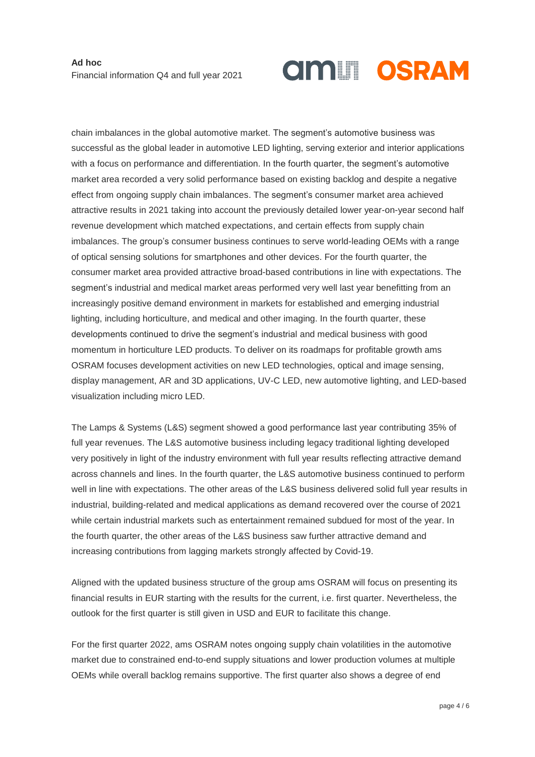chain imbalances in the global automotive market. The segment's automotive business was successful as the global leader in automotive LED lighting, serving exterior and interior applications with a focus on performance and differentiation. In the fourth quarter, the segment's automotive market area recorded a very solid performance based on existing backlog and despite a negative effect from ongoing supply chain imbalances. The segment's consumer market area achieved attractive results in 2021 taking into account the previously detailed lower year-on-year second half revenue development which matched expectations, and certain effects from supply chain imbalances. The group's consumer business continues to serve world-leading OEMs with a range of optical sensing solutions for smartphones and other devices. For the fourth quarter, the consumer market area provided attractive broad-based contributions in line with expectations. The segment's industrial and medical market areas performed very well last year benefitting from an increasingly positive demand environment in markets for established and emerging industrial lighting, including horticulture, and medical and other imaging. In the fourth quarter, these developments continued to drive the segment's industrial and medical business with good momentum in horticulture LED products. To deliver on its roadmaps for profitable growth ams OSRAM focuses development activities on new LED technologies, optical and image sensing, display management, AR and 3D applications, UV-C LED, new automotive lighting, and LED-based visualization including micro LED.

The Lamps & Systems (L&S) segment showed a good performance last year contributing 35% of full year revenues. The L&S automotive business including legacy traditional lighting developed very positively in light of the industry environment with full year results reflecting attractive demand across channels and lines. In the fourth quarter, the L&S automotive business continued to perform well in line with expectations. The other areas of the L&S business delivered solid full year results in industrial, building-related and medical applications as demand recovered over the course of 2021 while certain industrial markets such as entertainment remained subdued for most of the year. In the fourth quarter, the other areas of the L&S business saw further attractive demand and increasing contributions from lagging markets strongly affected by Covid-19.

Aligned with the updated business structure of the group ams OSRAM will focus on presenting its financial results in EUR starting with the results for the current, i.e. first quarter. Nevertheless, the outlook for the first quarter is still given in USD and EUR to facilitate this change.

For the first quarter 2022, ams OSRAM notes ongoing supply chain volatilities in the automotive market due to constrained end-to-end supply situations and lower production volumes at multiple OEMs while overall backlog remains supportive. The first quarter also shows a degree of end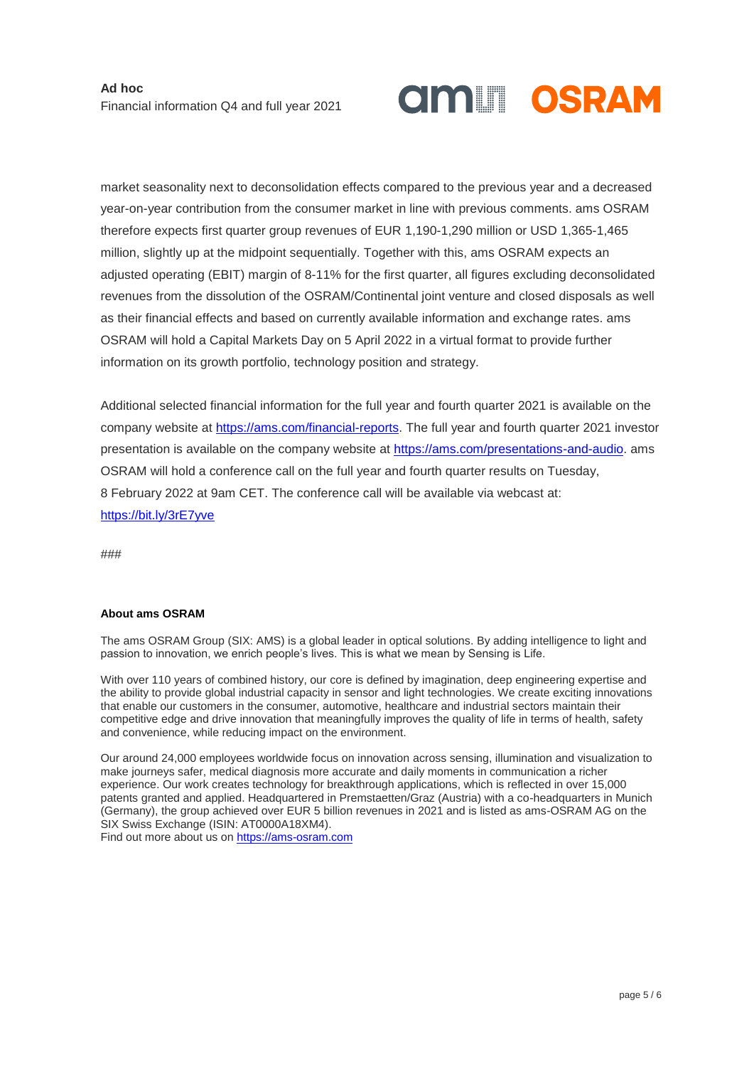market seasonality next to deconsolidation effects compared to the previous year and a decreased year-on-year contribution from the consumer market in line with previous comments. ams OSRAM therefore expects first quarter group revenues of EUR 1,190-1,290 million or USD 1,365-1,465 million, slightly up at the midpoint sequentially. Together with this, ams OSRAM expects an adjusted operating (EBIT) margin of 8-11% for the first quarter, all figures excluding deconsolidated revenues from the dissolution of the OSRAM/Continental joint venture and closed disposals as well as their financial effects and based on currently available information and exchange rates. ams OSRAM will hold a Capital Markets Day on 5 April 2022 in a virtual format to provide further information on its growth portfolio, technology position and strategy.

Additional selected financial information for the full year and fourth quarter 2021 is available on the company website at https://ams.com/financial-reports. The full year and fourth quarter 2021 investor presentation is available on the company website at https://ams.com/presentations-and-audio. ams OSRAM will hold a conference call on the full year and fourth quarter results on Tuesday, 8 February 2022 at 9am CET. The conference call will be available via webcast at: https://bit.ly/3rE7yve

###

**About ams OSRAM**

The ams OSRAM Group (SIX: AMS) is a global leader in optical solutions. By adding intelligence to light and passion to innovation, we enrich people's lives. This is what we mean by Sensing is Life.

With over 110 years of combined history, our core is defined by imagination, deep engineering expertise and the ability to provide global industrial capacity in sensor and light technologies. We create exciting innovations that enable our customers in the consumer, automotive, healthcare and industrial sectors maintain their competitive edge and drive innovation that meaningfully improves the quality of life in terms of health, safety and convenience, while reducing impact on the environment.

Our around 24,000 employees worldwide focus on innovation across sensing, illumination and visualization to make journeys safer, medical diagnosis more accurate and daily moments in communication a richer experience. Our work creates technology for breakthrough applications, which is reflected in over 15,000 patents granted and applied. Headquartered in Premstaetten/Graz (Austria) with a co-headquarters in Munich (Germany), the group achieved over EUR 5 billion revenues in 2021 and is listed as ams-OSRAM AG on the SIX Swiss Exchange (ISIN: AT0000A18XM4).
Find out more about us on https://ams-osram.com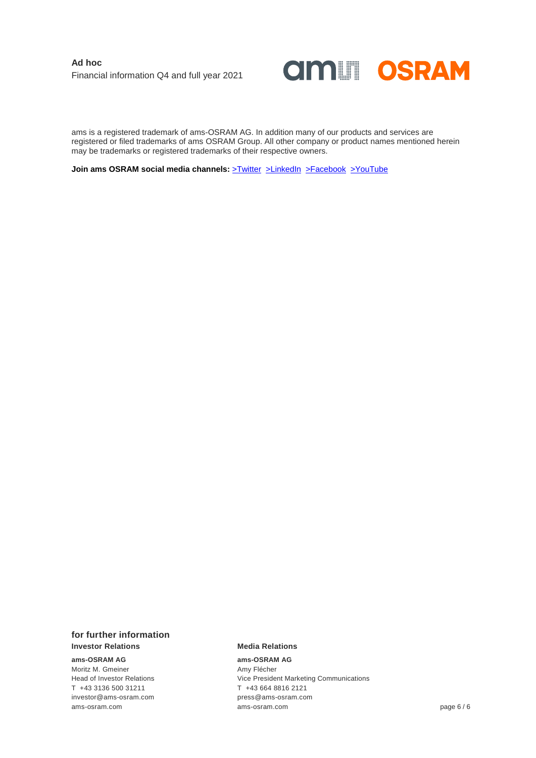ams is a registered trademark of ams-OSRAM AG. In addition many of our products and services are registered or filed trademarks of ams OSRAM Group. All other company or product names mentioned herein may be trademarks or registered trademarks of their respective owners.

**Join ams OSRAM social media channels:** >Twitter >LinkedIn >Facebook >YouTube

**for further information**

**Investor Relations**

**ams-OSRAM AG**
Moritz M. Gmeiner
Head of Investor Relations
T +43 3136 500 31211
investor@ams-osram.com
ams-osram.com

**Media Relations**

**ams-OSRAM AG**
Amy Flécher
Vice President Marketing Communications
T +43 664 8816 2121
press@ams-osram.com
ams-osram.com